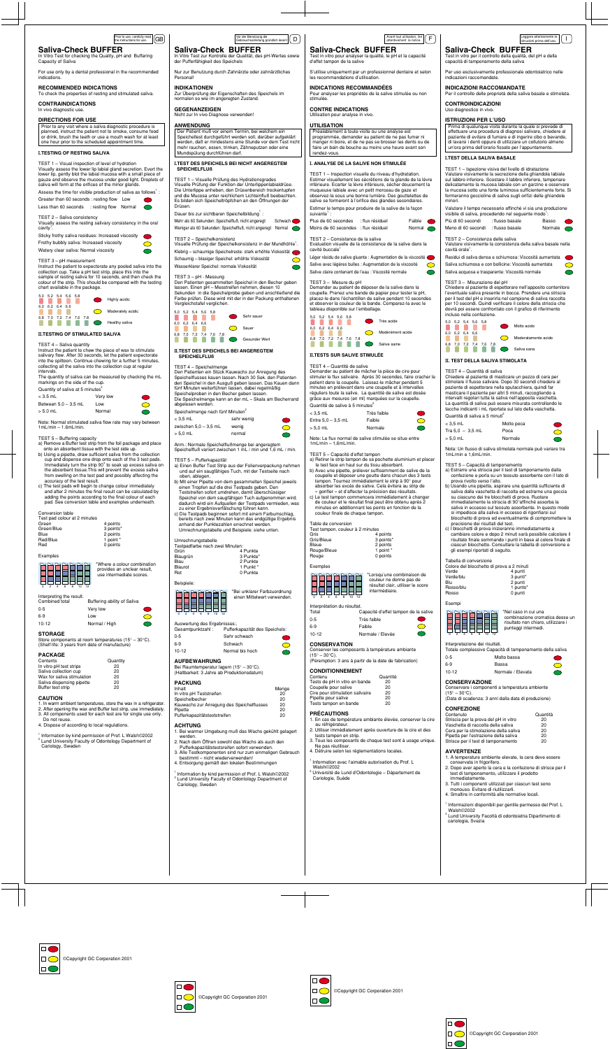Prior to use, carefully read the instructions for use. GB

# Saliva-Check BUFFER

In Vitro Test for checking the Quality, pH and Buffering Capacity of Saliva

For use only by a dental professional in the recommended indications.

## RECOMMENDED INDICATIONS

To check the properties of resting and stimulated saliva.

## CONTRAINDICATIONS

In vivo diagnostic use.

## DIRECTIONS FOR USE

Prior to any visit where a saliva diagnostic procedure is planned, instruct the patient not to smoke, consume food or drink, brush the teeth or use a mouth wash for at least one hour prior to the scheduled appointment time.

### I.TESTING OF RESTING SALIVA

TEST 1 – Visual inspection of level of hydration
Visually assess the lower lip labial gland secretion. Evert the lower lip, gently blot the labial mucosa with a small piece of gauze and observe the mucosa under good light. Droplets of saliva will form at the orifices of the minor glands.

Assess the time for visible production of saliva as follows[1]:

| | | |
|---|---|---|
| Greater than 60 seconds | : resting flow | Low |
| Less than 60 seconds | : resting flow | Normal |

TEST 2 – Saliva consistency
Visually assess the resting salivary consistency in the oral cavity[1].

- Sticky frothy saliva residues: Increased viscosity
- Frothy bubbly saliva: Increased viscosity
- Watery clear saliva: Normal viscosity

TEST 3 – pH measurement
Instruct the patient to expectorate any pooled saliva into the collection cup. Take a pH test strip, place this into the sample of resting saliva for 10 seconds, and then check the colour of the strip. This should be compared with the testing chart available in the package.

| pH | |
|---|---|
| 5.0 5.2 5.4 5.6 5.8 | Highly acidic |
| 6.0 6.2 6.4 6.6 | Moderately acidic |
| 6.8 7.0 7.2 7.4 7.6 7.8 | Healthy saliva |

### II.TESTING OF STIMULATED SALIVA

TEST 4 – Saliva quantity
Instruct the patient to chew the piece of wax to stimulate salivary flow. After 30 seconds, let the patient expectorate into the spittoon. Continue chewing for a further 5 minutes, collecting all the saliva into the collection cup at regular intervals.
The quantity of saliva can be measured by checking the mL markings on the side of the cup.

Quantity of saliva at 5 minutes[2]

| | |
|---|---|
| < 3.5 mL | Very low |
| Between 5.0 – 3.5 mL | Low |
| > 5.0 mL | Normal |

Note: Normal stimulated saliva flow rate may vary between 1mL/min – 1.6mL/min.

TEST 5 – Buffering capacity
a) Remove a Buffer test strip from the foil package and place onto an absorbent tissue with the test side up.
b) Using a pipette, draw sufficient saliva from the collection cup and dispense one drop onto each of the 3 test pads. Immediately turn the strip 90° to soak up excess saliva on the absorbent tissue.This will prevent the excess saliva from swelling on the test pad and possibly affecting the accuracy of the test result.
c) The test pads will begin to change colour immediately and after 2 minutes the final result can be calculated by adding the points according to the final colour of each pad. See conversion table and examples underneath.

Conversion table

| Test pad colour at 2 minutes | |
|---|---|
| Green | 4 points |
| Green/Blue | 3 points* |
| Blue | 2 points |
| Red/Blue | 1 point * |
| Red | 0 points |

Examples

*Where a colour combination provides an unclear result, use intermediate scores.

Interpreting the result.

| Combined total | Buffering ability of Saliva |
|---|---|
| 0-5 | Very low |
| 6-9 | Low |
| 10-12 | Normal / High |

## STORAGE

Store components at room temperatures (15° – 30°C).
(Shelf life: 3 years from date of manufacture)

## PACKAGE

| Contents | Quantity |
|---|---|
| In vitro pH test strips | 20 |
| Saliva collection cup | 20 |
| Wax for saliva stimulation | 20 |
| Saliva dispensing pipette | 20 |
| Buffer test strip | 20 |

## CAUTION

1. In warm ambient temperatures, store the wax in a refrigerator.
2. After opening the wax and Buffer test strip, use immediately.
3. All components used for each test are for single use only. Do not reuse.
4. Dispose of according to local regulations.

[1] Information by kind permission of Prof. L Walsh©2002
[2] Lund University Faculty of Odontology Department of Cariology, Sweden

©Copyright GC Corporation 2001

---

Vor der Benutzung die Gebrauchsanleitung gründlich lesen! D

# Saliva-Check BUFFER

In Vitro Test zur Kontrolle der Qualität, des pH-Wertes sowie der Pufferfähigkeit des Speichels

Nur zur Benutzung durch Zahnärzte oder zahnärztliches Personal!

## INDIKATIONEN

Zur Überprüfung der Eigenschaften des Speichels im normalen so wie im angeregten Zustand.

## GEGENANZEIGEN

Nicht zur In vivo Diagnose verwenden!

## ANWENDUNG

Der Patient muß vor einem Termin, bei welchem ein Speicheltest durchgeführt werden soll, darüber aufgeklärt werden, daß er mindestens eine Stunde vor dem Test nicht mehr rauchen, essen, trinken, Zähneputzen oder eine Mundspülung durchführen darf.

### I.TEST DES SPEICHELS BEI NICHT ANGEREGTEM SPEICHELFLUß

TEST 1 – Visuelle Prüfung des Hydrationsgrades
Visuelle Prüfung der Funktion der Unterlippenlabialdrüse. Die Unterlippe anheben, den Drüsenbereich trockentupfen und die Mucosa unter reichlichem Lichteinfluß beobachten. Es bilden sich Speicheltröpfchen an den Öffnungen der Drüsen.

Dauer bis zur sichtbaren Speichelbildung[1]:

| | |
|---|---|
| Mehr als 60 Sekunden: Speichelfluß, nicht angeregt | Schwach |
| Weniger als 60 Sekunden: Speichelfluß, nicht angeregt | Normal |

TEST 2 – Speichelkonsistenz
Visuelle Prüfung der Speichelkonsistenz in der Mundhöhle[1].

- Klebrig – schaumige Speichelreste: stark erhöhte Viskosität
- Schaumig – blasiger Speichel: erhöhte Viskosität
- Wasserklarer Speichel: normale Viskosität

TEST 3 – pH - Messung
Den Patienten gesammelten Speichel in den Becher geben lassen. Einen pH – Messtreifen nehmen, diesen 10 Sekunden in die Speichelprobe geben und anschließend die Farbe prüfen. Diese wird mit der in der Packung enthaltenen Vergleichstafel verglichen.

| pH | |
|---|---|
| 5.0 5.2 5.4 5.6 5.8 | Sehr sauer |
| 6.0 6.2 6.4 6.6 | Sauer |
| 6.8 7.0 7.2 7.4 7.6 7.8 | Gesunder Wert |

### II.TEST DES SPEICHELS BEI ANGEREGTEM SPEICHELFLUß

TEST 4 – Speichelmenge
Den Patienten ein Stück Kauwachs zur Anregung des Speichelflusses kauen lassen. Nach 30 Sek. den Patienten den Speichel in den Ausguß geben lassen. Das Kauen dann fünf Minuten weiterführen lassen, dabei regelmäßig Speichelproben in den Becher geben lassen.
Die Speichelmenge kann an der mL – Skala am Becherrand abgelesen werden.

Speichelmenge nach fünf Minuten[2]

| | |
|---|---|
| < 3,5 mL | sehr wenig |
| zwischen 5,0 – 3,5 mL | wenig |
| > 5,0 mL | normal |

Anm.: Normale Speichelflußmenge bei angeregtem Speichelfluß variiert zwischen 1 mL / min und 1,6 mL / min.

TEST 5 – Pufferkapazität
a) Einen Buffer Test Strip aus der Folienverpackung nehmen und auf ein saugfähiges Tuch, mit der Testseite nach oben, ablegen.
b) Mit einer Pipette von dem gesammelten Speichel jeweils einen Tropfen auf die drei Testpads geben. Den Teststreifen sofort umdrehen, damit überschüssiger Speichel von dem saugfähigen Tuch aufgenommen wird; dadurch wird ein Aufquellen der Testpads vermieden, was zu einer Ergebnisverfälschung führen kann.
c) Die Testpads beginnen sofort mit einem Farbumschlag, bereits nach zwei Minuten kann das endgültige Ergebnis anhand der Punktezahlen errechnet werden. Umrechnungstabelle und Beispiele: siehe unten.

Umrechnungstabelle

| Testpadfarbe nach zwei Minuten: | |
|---|---|
| Grün | 4 Punkte |
| Blaugrün | 3 Punkte* |
| Blau | 2 Punkte |
| Blaurot | 1 Punkt * |
| Rot | 0 Punkte |

Beispiele:

*Bei unklarer Farbzuordnung einen Mittelwert verwenden.

Auswertung des Ergebnisses.:

| Gesamtpunktzahl : | Pufferkapazität des Speichels: |
|---|---|
| 0-5 | Sehr schwach |
| 6-9 | Schwach |
| 10-12 | Normal bis hoch |

## AUFBEWAHRUNG

Bei Raumtemperatur lagern (15° – 30°C).
(Haltbarkeit: 3 Jahre ab Produktionsdatum)

## PACKUNG

| Inhalt | Menge |
|---|---|
| In vitro pH Teststreifen | 20 |
| Speichelbecher | 20 |
| Kauwachs zur Anregung des Speichelflusses | 20 |
| Pipette | 20 |
| Pufferkapazitätsteststreifen | 20 |

## ACHTUNG

1. Bei warmer Umgebung muß das Wachs gekühlt gelagert werden.
2. Nach dem Öffnen sowohl das Wachs als auch den Pufferkapazitätsteststreifen sofort verwenden.
3. Alle Testkomponenten sind nur zum einmaligen Gebrauch bestimmt – nicht wiederverwenden!
4. Entsorgung gemäß den lokalen Bestimmungen

[1] Information by kind permission of Prof. L Walsh©2002
[2] Lund University Faculty of Odontology Department of Cariology, Sweden

©Copyright GC Corporation 2001

---

Avant tout utilisation, lire attentivement la notice F

# Saliva-Check BUFFER

Test in vitro pour analyser la qualité, le pH et la capacité d'effet tampon de la salive

S'utilise uniquement par un professionnel dentaire et selon les recommandations d'utilisation.

## INDICATIONS RECOMMANDÉES

Pour analyser les propriétés de la salive stimulée ou non stimulée.

## CONTRE INDICATIONS

Utilisation pour analyse in vivo.

## UTILISATION

Préalablement à toute visite ou une analyse est programmée, demander au patient de ne pas fumer ni manger ni boire, et de ne pas se brosser les dents ou de faire un bain de bouche au moins une heure avant son rendez-vous.

### I. ANALYSE DE LA SALIVE NON STIMULÉE

TEST 1 – Inspection visuelle du niveau d'hydratation.
Estimer visuellement les sécrétions de la glande de la lèvre inférieure. Ecarter la lèvre inférieure, sécher doucement la muqueuse labiale avec un petit morceau de gaze et observez-la sous une bonne lumière. Des gouttelettes de salive se formeront à l'orifice des glandes secondaires.

Estimer le temps pour produire de la salive de la façon suivante[1] :

| | | |
|---|---|---|
| Plus de 60 secondes | : flux résiduel | Faible |
| Moins de 60 secondes | : flux résiduel | Normal |

TEST 2 – Consistance de la salive
Evaluation visuelle de la consistance de la salive dans la cavité buccale[1]

- Léger résidu de salive gluante : Augmentation de la viscosité
- Salive avec légères bulles : Augmentation de la viscosité
- Salive claire contenant de l'eau : Viscosité normale

TEST 3 – Mesure du pH
Demander au patient de déposer de la salive dans la coupelle. Prenez une bande de papier pour tester le pH, placez-le dans l'échantillon de salive pendant 10 secondes et observer la couleur de la bande. Comparez-la avec le tableau disponible sur l'emballage.

| pH | |
|---|---|
| 5.0 5.2 5.4 5.6 5.8 | Très acide |
| 6.0 6.2 6.4 6.6 | Modérément acide |
| 6.8 7.0 7.2 7.4 7.6 7.8 | Salive saine |

### II.TESTS SUR SALIVE STIMULÉE

TEST 4 – Quantité de salive
Demander au patient de mâcher la pièce de cire pour stimuler le flux salivaire. Après 30 secondes, faire cracher le patient dans la coupelle. Laissez-le mâcher pendant 5 minutes en prélevant dans une coupelle et à intervalles réguliers toute la salive. La quantité de salive est dosée grâce aux mesures (en ml) marquées sur la coupelle.

Quantité de salive à 5 minutes[2]

| | |
|---|---|
| < 3,5 mL | Très faible |
| Entre 5,0 – 3,5 mL | Faible |
| > 5,0 mL | Normale |

Note: Le flux normal de salive stimulée se situe entre 1mL/min – 1,6mL/min.

TEST 5 – Capacité d'effet tampon
a) Retirer le strip tampon de sa pochette aluminium et placer le test face en haut sur du tissu absorbant.
b) Avec une pipette, prélever suffisamment de salive de la coupelle et déposer une goutte dans chacun des 3 tests tampon. Tournez immédiatement le strip à 90° pour absorber les excès de salive. Cela évitera au strip de « gonfler » et d'affecter la précision des résultats.
c) Le test tampon commencera immédiatement à changer de couleur et le résultat final peut être obtenu après 2 minutes en additionnant les points en fonction de la couleur finale de chaque tampon.

Table de conversion

| Test tampon, couleur à 2 minutes | |
|---|---|
| Gris | 4 points |
| Gris/Bleue | 3 points* |
| Bleue | 2 points |
| Rouge/Bleue | 1 point * |
| Rouge | 0 points |

Exemples

*Lorsqu'une combinaison de couleur ne donne pas de résultat clair, utiliser le score intermédiaire.

Interprétation du résultat.

| Total | Capacité d'effet tampon de la salive |
|---|---|
| 0-5 | Très faible |
| 6-9 | Faible |
| 10-12 | Normale / Elevée |

## CONSERVATION

Conserver les composants à température ambiante (15° – 30°C).
(Péremption: 3 ans à partir de la date de fabrication)

## CONDITIONNEMENT

| Contenu | Quantité |
|---|---|
| Tests de pH in vitro en bande | 20 |
| Coupelle pour salive | 20 |
| Cire pour stimulation salivaire | 20 |
| Pipette pour salive | 20 |
| Tests tampon en bande | 20 |

## PRÉCAUTIONS

1. En cas de température ambiante élevée, conserver la cire au réfrigérateur.
2. Utiliser immédiatement après ouverture de la cire et des tests tampon en strip.
3. Tous les composants de chaque test sont à usage unique. Ne pas réutiliser.
4. Détruire selon les réglementations locales.

[1] Information avec l'aimable autorisation du Prof. L Walsh©2002
[2] Université de Lund d'Odontologie – Département de Cariologie, Suède

©Copyright GC Corporation 2001

---

Leggere attentamente le istruzioni prima dell'uso. I

# Saliva-Check BUFFER

Test in vitro per il controllo della qualità, del pH e della capacità di tamponamento della saliva

Per uso esclusivamente professionale odontoiatrico nelle indicazioni raccomandate.

## INDICAZIONI RACCOMANDATE

Per il controllo delle proprietà della saliva basale e stimolata.

## CONTROINDICAZIONI

Uso diagnostico in vivo.

## ISTRUZIONI PER L'USO

Prima di qualunque visita durante la quale si preveda di effettuare una procedura di diagnosi salivare, chiedere al paziente di evitare di fumare e di ingerire cibo e bevande, di lavarsi i denti oppure di utilizzare un collutorio almeno un'ora prima dell'orario fissato per l'appuntamento.

### I.TEST DELLA SALIVA BASALE

TEST 1 – Ispezione visiva del livello di idratazione
Valutare visivamente la secrezione della ghiandola labiale sul labbro inferiore. Scostare il labbro inferiore, tamponare delicatamente la mucosa labiale con un garzino e osservare la mucosa sotto una fonte luminosa sufficientemente forte. Si formeranno goccioline di saliva sugli orifizi delle ghiandole minori.

Valutare il tempo necessario affinché vi sia una produzione visibile di saliva, procedendo nel seguente modo[1]:

| | | |
|---|---|---|
| Più di 60 secondi | : flusso basale | Basso |
| Meno di 60 secondi | : flusso basale | Normale |

TEST 2 – Consistenza della saliva
Valutare visivamente la consistenza della saliva basale nella cavità orale[1].

- Residui di saliva densa e schiumosa: Viscosità aumentata
- Saliva schiumosa e con bollicine: Viscosità aumentata
- Saliva acquosa e trasparente: Viscosità normale

TEST 3 – Misurazione del pH
Chiedere al paziente di espettorare nell'apposito contenitore l'eventuale saliva presente in bocca. Prendere una striscia per il test del pH e inserirla nel campione di saliva raccolta per 10 secondi. Quindi verificare il colore della striscia che dovrà poi essere confrontato con il grafico di riferimento incluso nella confezione.

| pH | |
|---|---|
| 5.0 5.2 5.4 5.6 5.8 | Molto acido |
| 6.0 6.2 6.4 6.6 | Moderatamente acido |
| 6.8 7.0 7.2 7.4 7.6 7.8 | Saliva sana |

### II. TEST DELLA SALIVA STIMOLATA

TEST 4 – Quantità di saliva
Chiedere al paziente di masticare un pezzo di cera per stimolare il flusso salivare. Dopo 30 secondi chiedere al paziente di espettorare nella sputacchiera, quindi far masticare il paziente per altri 5 minuti, raccogliendo a intervalli regolari tutta la saliva nell'apposita vaschetta. La quantità di saliva può essere misurata controllando le tacche indicanti i mL riportate sul lato della vaschetta.

Quantità di saliva a 5 minuti[2]

| | |
|---|---|
| < 3,5 mL | Molto poca |
| Tra 5,0 – 3,5 mL | Poca |
| > 5,0 mL | Normale |

Nota: Un flusso di saliva stimolata normale può variare tra 1mL/min e 1,6mL/min.

TEST 5 – Capacità di tamponamento
a) Estrarre una striscia per il test di tamponamento dalla confezione e porla su un tessuto assorbente con il lato di prova rivolto verso l'alto.
b) Usando una pipetta, aspirare una quantità sufficiente di saliva dalla vaschetta di raccolta ed estrarne una goccia su ciascuno dei tre blocchetti di prova. Ruotare immediatamente la striscia di 90°affinché assorba la saliva in eccesso sul tessuto assorbente. In questo modo si impedisce alla saliva in eccesso di rigonfiarsi sul blocchetto di prova ed eventualmente di comprometterne la precisione dei risultati del test.
c) I blocchetti di prova inizieranno immediatamente a cambiare colore e dopo 2 minuti sarà possibile calcolare il risultato finale sommando i punti in base al colore finale di ciascun blocchetto. Consultare la tabella di conversione e gli esempi riportati di seguito.

Tabella di conversione

| Colore del blocchetto di prova a 2 minuti | |
|---|---|
| Verde | 4 punti |
| Verde/blu | 3 punti* |
| Blu | 2 punti |
| Rosso/blu | 1 punto* |
| Rosso | 0 punti |

Esempi

*Nel caso in cui una combinazione cromatica desse un risultato non chiaro, utilizzare i punteggi intermedi.

Interpretazione dei risultati.

| Totale complessivo | Capacità di tamponamento della saliva |
|---|---|
| 0-5 | Molto bassa |
| 6-9 | Bassa |
| 10-12 | Normale / Elevata |

## CONSERVAZIONE

Conservare i componenti a temperatura ambiente (15° – 30°C).
(Data di scadenza: 3 anni della data di produzione)

## CONFEZIONE

| Contenuto | Quantità |
|---|---|
| Striscia per la prova del pH in vitro | 20 |
| Vaschetta di raccolta della saliva | 20 |
| Cera per la stimolazione della saliva | 20 |
| Pipetta per l'estrazione della saliva | 20 |
| Strisce per il test di tamponamento | 20 |

## AVVERTENZE

1. A temperature ambiente elevate, la cera deve essere conservata in frigorifero.
2. Dopo aver aperto la cera e la confezione di strisce per il test di tamponamento, utilizzare il prodotto immediatamente.
3. Tutti i componenti utilizzati per ciascun test sono monouso. Evitare di riutilizzarli.
4. Smaltire in conformità alle normative locali.

[1] Informazioni disponibili per gentile permesso del Prof. L Walsh©2002
[2] Lund University Facoltà di odontoiatria Dipartimento di cariologia, Svezia

©Copyright GC Corporation 2001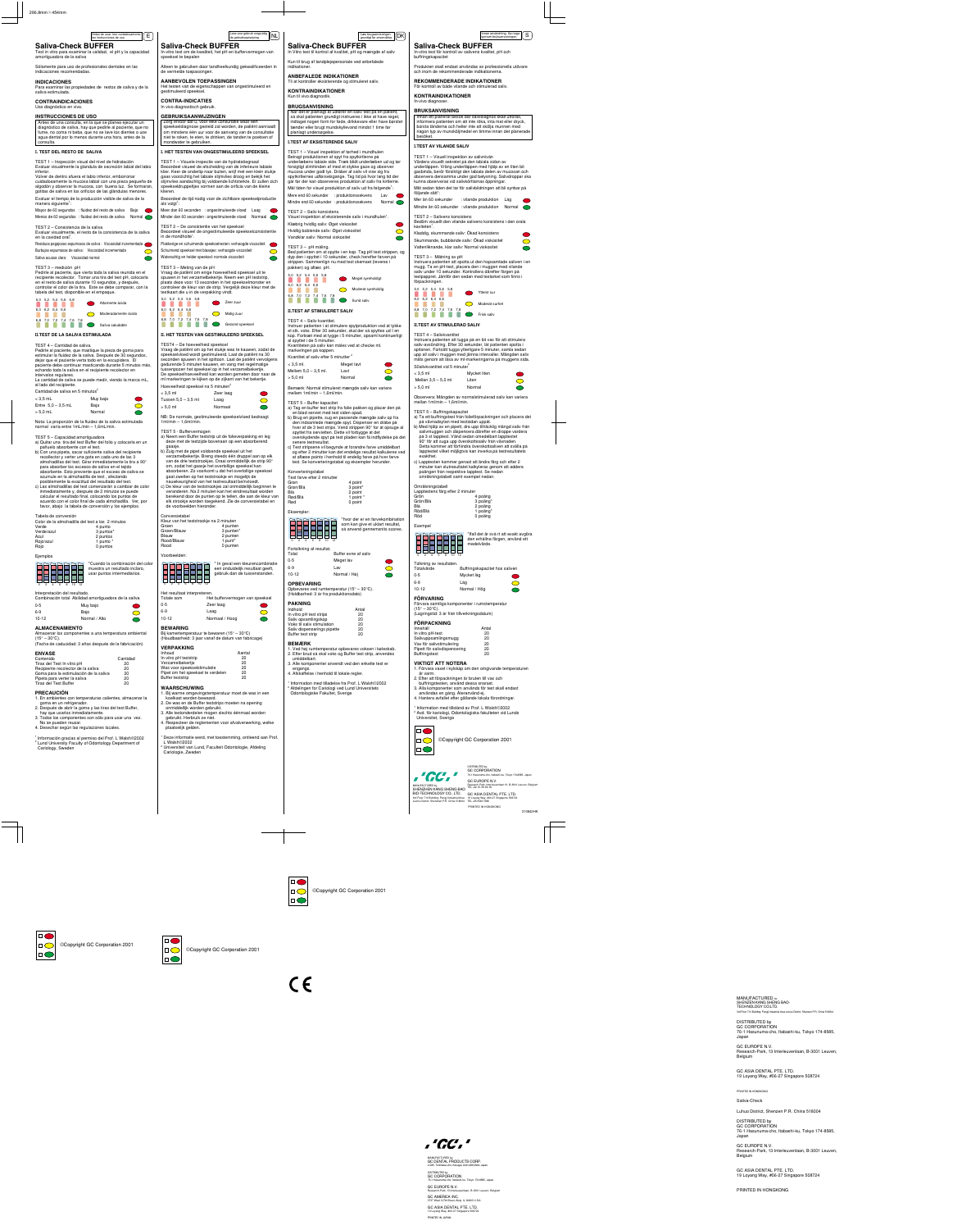Antes de usar lea cuidadosamente las instrucciones de uso. **E**

# Saliva-Check BUFFER

Test in vitro para examinar la calidad, el pH y la capacidad amortiguadora de la saliva

Solamente para uso de profesionales dentales en las indicaciones recomendadas.

## INDICACIONES

Para examinar las propiedades de restos de saliva y de la saliva estimulada.

## CONTRAINDICACIONES

Uso diagnóstico en vivo.

## INSTRUCCIONES DE USO

Antes de una consulta, en la que se planea ejecutar un diagnóstico de saliva, hay que pedirle al paciente, que no fume, no coma ni beba, que no se lave los dientes o use agua dental por lo menos durante una hora, antes de la consulta.

### I. TEST DEL RESTO DE SALIVA

TEST 1 – Inspección visual del nivel de hidratación

Evaluar visualmente la glándula de secreción labial del labio inferior.

Volver de dentro afuera el labio inferior, emborronar cuidadosamente la mucosa labial con una pieza pequeña de algodón y observar la mucosa, con buena luz. Se formaran, gotitas de saliva en los orificios de las glándulas menores.

Evaluar el tiempo de la producción visible de saliva de la manera siguiente[1]:

| | | |
|---|---|---|
| Mayor de 60 segundos | : fluidez del resto de saliva | Bajo |
| Menos de 60 segundos | : fluidez del resto de saliva | Normal |

TEST 2 – Consistencia de la saliva

Evaluar visualmente, el resto de la consistencia de la saliva en la cavidad oral[1].

- Residuos pegajosos espumosos de saliva: Viscosidad incrementada
- Burbujas espumosas de saliva: Viscosidad incrementada
- Saliva acuosa clara: Viscosidad normal

TEST 3 – medición pH

Pedirle al paciente, que vierta toda la saliva reunida en el recipiente recolector. Tomar una tira del test pH, colocarla en el resto de saliva durante 10 segundos, y después, controlar el color de la tira. Este se debe comparar, con la tabla del test, disponible en el empaque.

| | |
|---|---|
| 5.0 5.2 5.4 5.6 5.8 | Altamente ácida |
| 6.0 6.2 6.4 6.6 | Moderadamente ácida |
| 6.8 7.0 7.2 7.4 7.6 7.8 | Saliva saludable |

### II.TEST DE LA SALIVA ESTIMULADA

TEST 4 – Cantidad de saliva

Pedirle al paciente, que mastique la pieza de goma para estimular la fluidez de la saliva. Después de 30 segundos, dejar que el paciente vierta todo en la escupidera. El paciente debe continuar masticando durante 5 minutos más, echando toda la saliva en el recipiente recolector en intervalos regulares.

La cantidad de saliva se puede medir, viendo la marca mL, al lado del recipiente.

Cantidad de saliva en 5 minutos[2]

| | |
|---|---|
| < 3,5 mL | Muy baja |
| Entre 5,0 – 3,5 mL | Baja |
| > 5,0 mL | Normal |

Nota: La proporción de la fluidez de la saliva estimulada normal varía entre 1mL/min – 1,6mL/min.

TEST 5 – Capacidad amortiguadora

a) Quitar una tira del test Buffer del folio y colocarla en un pañuelo absorbente con el test.

b) Con una pipeta, sacar suficiente saliva del recipiente recolector y verter una gota en cada uno de las 3 almohadillas del test. Girar inmediatamente la tira a 90° para absorber los excesos de saliva en el tejido absorbente. Esto previene que el exceso de saliva se acumule en la almohadilla de test , afectando posiblemente la exactitud del resultado del test.

c) Las almohadillas del test comenzarán a cambiar de color inmediatamente y, después de 2 minutos se puede calcular el resultado final, colocando los puntos de acuerdo con el color final de cada almohadilla. Ver, por favor, abajo la tabla de conversión y los ejemplos.

Tabela de conversión

Color de la almohadilla del test a los 2 minutos

| | |
|---|---|
| Verde | 4 punto |
| Verde/azul | 3 puntos* |
| Azul | 2 puntos |
| Rojo/azul | 1 punto * |
| Rojo | 0 puntos |

Ejemplos

*Cuando la combinación del color muestra un resultado incierto, usar puntos intermedios.

Interpretación del resultado.

| Combinación total | Abilidad amortiguadora de la saliva |
|---|---|
| 0-5 | Muy bajo |
| 6-9 | Bajo |
| 10-12 | Normal / Alto |

## ALMACENAMIENTO

Almacenar los componentes a una temperatura ambiental (15° – 30°C).
(Fecha de caducidad: 3 años después de la fabricación)

## ENVASE

| Contenido | Cantidad |
|---|---|
| Tiras del Test in vitro pH | 20 |
| Recipiente recolector de la saliva | 20 |
| Goma para la estimulación de la saliva | 20 |
| Pipeta para verter la saliva | 20 |
| Tiras del Test Buffer | 20 |

## PRECAUCIÓN

1. En ambientes con temperaturas calientes, almacenar la goma en un refrigerador.
2. Después de abrir la goma y las tiras del test Buffer, hay que usarlas inmediatamente.
3. Todos las componentes con sólo para usar una vez. No se pueden reusar.
4. Desechar según las regulaciones locales.

[1] Información gracias al permiso del Prof. L Walsh©2002
[2] Lund University Faculty of Odontology Department of Cariology, Sweden

---

Lees voor gebruik zorgvuldig de gebruiksaanwijzing. **NL**

# Saliva-Check BUFFER

In-vitro test om de kwaliteit, het pH en buffervermogen van speeksel te bepalen

Alleen te gebruiken door tandheelkundig gekwalificeerden in de vermelde toepassingen.

## AANBEVOLEN TOEPASSINGEN

Het testen van de eigenschappen van ongestimuleerd en gestimuleerd speeksel.

## CONTRA-INDICATIES

In vivo diagnostisch gebruik.

## GEBRUIKSAANWIJZINGEN

Zorg ervoor dat u, voor een consultatie waar een speekseldiagnose gesteld zal worden, de patiënt aanraadt om minstens één uur voor de aanvang van de consultatie niet te roken, te eten, te drinken, de tanden te poetsen of mondwater te gebruiken.

### I. HET TESTEN VAN ONGESTIMULEERD SPEEKSEL

TEST 1 – Visuele inspectie van de hydratatiegraad

Beoordeel visueel de afscheiding van de inferieure labiale klier. Keer de onderlip naar buiten, wrijf met een klein stukje gaas voorzichtig het labiale slijmvlies droog en bekijk het slijmvlies aandachtig bij voldoende lichtsterkte. Er zullen zich speekseldruppeltjes vormen aan de orifice van de kleine kliernen.

Beoordeel de tijd nodig voor de zichtbare speekselproductie als volgt[1]:

| | | |
|---|---|---|
| Meer dan 60 seconden | : ongestimuleerde vloed | Laag |
| Minder dan 60 seconden | : ongestimuleerde vloed | Normaal |

TEST 2 – De consistentie van het speeksel

Beoordeel visueel de ongestimuleerde speekselconsistentie in de mondholte[1].

- Plakkerige en schuimende speekselresten: verhoogde viscositeit
- Schuimend speeksel met blaasjes: verhoogde viscositeit
- Waterachtig en helder speeksel: normale viscositeit

TEST 3 – Meting van de pH

Vraag de patiënt om enige hoeveelheid speeksel uit te spuwen in het verzamelbekertje. Neem een pH teststrip, plaats deze voor 10 seconden in het speekselmonster en controleer de kleur van de strip. Vergelijk deze kleur met de testkaart die u in de verpakking vindt.

| | |
|---|---|
| 5.0 5.2 5.4 5.6 5.8 | Zeer zuur |
| 6.0 6.2 6.4 6.6 | Matig zuur |
| 6.8 7.0 7.2 7.4 7.6 7.8 | Gezond speeksel |

### II. HET TESTEN VAN GESTIMULEERD SPEEKSEL

TEST4 – De hoeveelheid speeksel

Vraag de patiënt om op het stukje was te kauwen, zodat de speekselvloed wordt gestimuleerd. Laat de patiënt na 30 seconden spuwen in het spittoon. Laat de patiënt vervolgens gedurende 5 minuten kauwen, en vang met regelmatige tussenpozen het speeksel op in het verzamelbekertje. De speekselhoeveelheid kan worden gemeten door naar de ml markeringen te kijken op de zijkant van het bekertje.

Hoeveelheid speeksel na 5 minuten[2]

| | |
|---|---|
| < 3,5 ml | Zeer laag |
| Tussen 5,0 – 3,5 ml | Laag |
| > 5,0 ml | Normaal |

NB: De normale, gestimuleerde speekselvloed bedraagt 1ml/min – 1,6ml/min.

TEST 5 - Buffervermogen

a) Neem een Buffer teststrip uit de folieverpakking en leg deze met de teststrip bovenaan op een absorberend gaasje.

b) Zuig met de pipet voldoende speeksel uit het verzamelbekertje. Breng steeds één druppel aan op elk van de drie testvlakjes. Draai onmiddellijk de strip 90° om, zodat het gaasje het overtollige speeksel kan absorberen. Zo voorkomt u dat het overtollige speeksel gaat zwellen op het testvlakje en mogelijk de nauwkeurigheid van het testresultaat beïnvloedt.

c) De kleur van de testvlakjes zal onmiddellijk beginnen te veranderen. Na 2 minuten kan het eindresultaat worden berekend door de punten op te tellen, die aan de kleur van elk stroolje worden toegekend. Zie de conversietabel en de voorbeelden hieronder.

Conversietabel

Kleur van het testvlakje na 2 minuten

| | |
|---|---|
| Groen | 4 punten |
| Groen/Blauw | 3 punten* |
| Blauw | 2 punten |
| Rood/Blauw | 1 punt* |
| Rood | 0 punten |

Voorbeelden:

* In geval een kleurencombinatie een onduidelijk resultaat geeft, gebruik dan de tussenstanden.

Het resultaat interpreteren.

| Totale som | Het buffervermogen van speeksel |
|---|---|
| 0-5 | Zeer laag |
| 6-9 | Laag |
| 10-12 | Normaal / Hoog |

## BEWARING

Bij kamertemperatuur te bewaren (15° – 30°C).
(Houdbaarheid: 3 jaar vanaf de datum van fabricage)

## VERPAKKING

| Inhoud | Aantal |
|---|---|
| In-vitro pH teststrip | 20 |
| Verzamelbekertje | 20 |
| Was voor speekselstimulatie | 20 |
| Pipet om het speeksel te verdelen | 20 |
| Buffer teststrip | 20 |

## WAARSCHUWING

1. Bij warme omgevingstemperatuur moet de was in een koelkast worden bewaard.
2. De was en de Buffer teststrips moeten na opening onmiddellijk gebruikt.
3. Alle testonderdelen mogen slechts éénmaal worden gebruikt. Herbruik ze niet.
4. Respecteer de reglementen voor afvalverwerking, welke plaatselijk gelden.

[1] Deze informatie werd, met toestemming, ontleend aan Prof. L Walsh©2002
[2] Universiteit van Lund, Faculteit Odontologie, Afdeling Cariologie, Zweden

---

Læs brugsanvisningen grundigt før anvendelse. **DK**

# Saliva-Check BUFFER

In Vitro test til kontrol af kvalitet, pH og mængde af spyt

Kun til brug af tandplejepersonale ved anbefalede indikationer.

## ANBEFALEDE INDIKATIONER

Til at kontroller eksisterende og stimuleret saliv.

## KONTRAINDIKATIONER

Kun til vivo diagnostik.

## BRUGSANVISNING

Når der er planlagt at udføre en saliv test på en patient, så skal patienten grundigt instrueres i ikke at have røget, indtaget nogen form for føde, drikkevare eller have børstet tænder eller brugt mundskyllevand mindst 1 time før planlagt undersøgelse.

### I.TEST AF EKSISTERENDE SALIV

TEST 1 – Visuel inspektion af tørhed i mundhulen

Betragt produktionen af spyt fra spytkirtlerne på underlæbens labiale side. Træk blidt underlæben ud og tør forsigtigt slimhinden af med et stykke gaze og observer mucosa under godt lys. Dråber af saliv vil vise sig fra spytkirtlernes udførselsgange. Tag tid på hvor lang tid der går før der kan observeres produktion af saliv fra kirtlerne.

Mål tiden for visuel produktion af saliv ud fra følgende[1]:

| | | |
|---|---|---|
| Mere end 60 sekunder | : produktionsevnens | Lav |
| Mindre end 60 sekunder | : produktionsevnens | Normal |

TEST 2 – Saliv konsistens.

Visuel inspektion af eksisterende saliv i mundhulen[1].

- Klæbrig hvidlig saliv: Øget viskositet
- Hvidlig boblende saliv: Øget viskositet
- Vandklar saliv: Normal viskositet

TEST 3 – pH måling

Bed patienten om at spytte i en kop. Tag pH test strippen, og dyp den i spyttet i 10 sekunder, check herefter farven på strippen. Sammenlign nu med test skemaet (levere i pakken) og aflæs pH.

| | |
|---|---|
| 5.0 5.2 5.4 5.6 5.8 | Meget syreholdigt |
| 6.0 6.2 6.4 6.6 | Moderat syreholdig |
| 6.8 7.0 7.2 7.4 7.6 7.8 | Sund saliv |

### II.TEST AF STIMULERET SALIV

TEST 4 – Saliv kvantitet.

Instruer patienten i at stimulere spytproduktion ved at tykke et elk. voks. Efter 30 sekunder, skal der så spyttes ud i en kop. Fortsæt med at tygge i 5 minutter, opsaml kontinuerligt al spyttet i de 5 minutter.

Kvantiteten på saliv kan måles ved at checke ml. markeringen på koppen.

Kvantitet af saliv efter 5 minutter[2]

| | |
|---|---|
| < 3,5 ml. | Meget lavt |
| Mellem 5,0 – 3,5 ml. | Lavt |
| > 5,0 ml | Normal |

Bemærk: Normal stimuleret mængde saliv kan variere mellem 1ml/min – 1,6ml/min.

TEST 5 – Buffer kapacitet

a) Tag en buffer test strip fra folie pakken og placer den på en blød serviet med test siden opad.

b) Brug en pipette, sug en passende mængde saliv op fra den indsamlede mængde spyt. Dispenser en dråbe på hver af de 3 test strips. Vend strippen 90° for at opsuge al spyttet fra servietten. Dette vil forbygge at det overskydende spyt på test pladen kan fa indflydelse på det senere testresultat.

c) Test stripperne vil begynde at forandre farve umiddelbart og efter 2 minutter kan det endelige resultat kalkuleres ved at afsætte points i forhold til endelig farve på hver farve test. Se konverteringstabel og eksempler herunder.

Konverteringstabel

Test farve efter 2 minutter

| | |
|---|---|
| Grøn | 4 point |
| Grøn/Blå | 3 point* |
| Blå | 2 point |
| Rød/Blå | 1 point * |
| Rød | 0 point |

Eksempler:

*hvor der er en farvekombination som kan give et uklart resultat, så anvend gennemsnits scores.

Fortolkning af resultat.

| Total | Buffer evne af saliv |
|---|---|
| 0-5 | Meget lav |
| 6-9 | Lav |
| 10-12 | Normal / Høj |

## OPBEVARING

Opbevares ved rumtemperatur (15° – 30°C).
(Holdbarhed: 3 år fra produktionsdato)

## PAKNING

| Indhold | Antal |
|---|---|
| In vitro pH test strips | 20 |
| Saliv opsamlingskop | 20 |
| Voks til saliv stimulation | 20 |
| Saliv dispenseringspipette | 20 |
| Buffer test strip | 20 |

## BEMÆRK

1. Ved høj rumtemperatur opbevares voksen i køleskab.
2. Efter brud på skal voks og Buffer test strip, anvendes umiddelbart.
3. Alle komponenter anvendt ved den enkelte test er engangs.
4. Affaldføles i henhold til lokale regler.

[1] Information med tilladelse fra Prof. L Walsh©2002
[2] Afdelingen for Cariologi ved Lund Universitets Odontologiske Fakultet, Sverige.

---

Innan användning, läs noga igenom bruksanvisningen. **S**

# Saliva-Check BUFFER

In-vitro test för kontroll av salivens kvalitet, pH och buffringskapacitet

Produkten skall endast användas av professionella utövare och inom de rekommenderade indikationerna.

## REKOMMENDERADE INDIKATIONER

För kontroll av bade vilande och stimulerad saliv.

## KONTRAINDIKATIONER

In-vivo diagnoser.

## BRUKSANVISNING

Innan ett planerat besök där salivdiagnos skall utföras, informera patienten om att inte röka, inta mat eller dryck, borsta tänderna och heller inte att skölja munnen med någon typ av munsköljmedel en timme innan det planerade besöket.

### I.TEST AV VILANDE SALIV

TEST 1 – Visuell inspektion av salivnivån

Värdera visuellt sekretet på den labiala sidan av underläppen. Vrang underläppen med hjälp av en liten bit gasbinda, berör försiktigt den labiala delen av mucosan och observera densamma under god belysning. Salivdroppar ska kunna observeras vid salivkörtlarnas öppningar.

Mät sedan tiden det tar för salivbildningen att bli synbar på följande sätt[1]:

| | | |
|---|---|---|
| Mer än 60 sekunder | : vilande produktion | Låg |
| Mindre än 60 sekunder | : vilande produktion | Normal |

TEST 2 – Salivens konsistens

Bedöm visuellt den vilande salivens konsistens i den orala kaviteten[1].

- Klädlig, skummande saliv: Ökad konsistens
- Skummande, bubblande saliv: Ökad viskositet
- Vattenliknande, klar saliv: Normal viskositet

TEST 3 – Mätning av pH

Instruera patienten att spotta ut den hopsamlade saliven i en mugg. Ta en pH-test, placera den i muggen med vilande saliv under 10 sekunder. Kontrollera därefter lappens färg på testpapperet. Jämför den sedan med testkartan som finns i förpackningen.

| | |
|---|---|
| 5.0 5.2 5.4 5.6 5.8 | Ytterst sur |
| 6.0 6.2 6.4 6.6 | Moderat surfett |
| 6.8 7.0 7.2 7.4 7.6 7.8 | Frisk saliv |

### II.TEST AV STIMULERAD SALIV

TEST 4 – Salivkvantitet

Instruera patienten att tugga på en bit vax för att stimulera saliv-avsöndring. Efter 30 sekunder, låt patienten spotta i spittonen. Fortsätt tugga ytterligare 5 minuter, samla sedan upp all saliv i muggen med jämna intervaller. Mängden saliv mäts genom att läsa av ml-markeringarna på muggens sida.

Sövätkvantitet vid 5 minuter[2]

| | |
|---|---|
| < 3,5 ml | Mycket liten |
| Mellan 3,5 – 5,0 ml | Liten |
| > 5,0 ml | Normal |

Observera: Mängden av normalstimulerad saliv kan variera mellan 1ml/min – 1,6ml/min.

TEST 5 – Buffringskapacitet

a) Ta ett buffringstest från folieförpackningen och placera det på vävnadspapperet med testsidan uppåt.

b) Med hjälp av en pipett, dra upp tillräcklig mängd saliv från salivmuggen och dispensera därefter en droppe vardera på 3 st lappetst. Vänd sedan omedelbart lappetest 90° för att suga upp överskottssaliv från vävnaden. Detta kommer att förhindra överskottsaliven att svälla på lappletest vilket möjligtvis kan inverka på testresultatets exakthet.

c) Lapptesten kommer genast att ändra färg och efter 2 minuter kan slutresultatet kalkyleras genom att addera poängen från respektive lapptest. Se nedan omräkningstabell samt exempel nedan.

Omräkningstabell

Lapptestens färg efter 2 minuter

| | |
|---|---|
| Grön | 4 poäng |
| Grön/Blå | 3 poäng* |
| Blå | 2 poäng |
| Röd/Blå | 1 poäng* |
| Röd | 0 poäng |

Exempel

*Ifall det är svårt att exakt avgöra det erhållna färgen, använd ett medelvärde.

Tolkning av resultaten.

| Totalvärde | Buffringskapacitet hos saliven |
|---|---|
| 0-5 | Mycket låg |
| 6-9 | Låg |
| 10-12 | Normal / Hög |

## FÖRVARING

Förvara samtliga komponenter i rumstemperatur (15° – 30°C)
(Lagringstid: 3 år från tillverkningsdatum)

## FÖRPACKNING

| Innehåll | Antal |
|---|---|
| In vitro pH-test | 20 |
| Salivuppsamlingsmugg | 20 |
| Vax för salivstimulering | 20 |
| Pipett för salivdispensering | 20 |
| Buffringstest | 20 |

## VIKTIGT ATT NOTERA

1. Förvara vaxet i kylskåp om den omgivande temperaturen är varm.
2. Efter att förpackningen är bruten till vax och buffringstesten, använd dessa snarast.
3. Alla komponenter som används för test skall endast användas en gång. Återanvänd ej.
4. Hantera avfallet efter gällande lokala förordningar.

[1] Information med tillstånd av Prof. L Walsh©2002
[2] Avd. för kariologi, Odontologiska fakulteten vid Lunds Universitet, Sverige

©Copyright GC Corporation 2001

---

©Copyright GC Corporation 2001

©Copyright GC Corporation 2001

©Copyright GC Corporation 2001

CE

---

MANUFACTURED by
SHENZEN KANG SHENG BAO-TECHNOLOGY CO.LTD.

DISTRIBUTED by
GC CORPORATION
76-1 Hasunuma-cho, Itabashi-ku, Tokyo 174-8585, Japan

GC EUROPE N.V.
Research-Park, 13 Interleuvenlaan, B-3001 Leuven, Belgium

GC ASIA DENTAL PTE. LTD.
19 Loyang Way, #06-27 Singapore 508724

PRINTED IN HONGKONG

Saliva-Check

Luhuo District, Shenzen P.R. China 516004

DISTRIBUTED by
GC CORPORATION
76-1 Hasunuma-cho, Itabashi-ku, Tokyo 174-8585, Japan

GC EUROPE N.V.
Research-Park, 13 Interleuvenlaan, B-3001 Leuven, Belgium

GC ASIA DENTAL PTE. LTD.
19 Loyang Way, #06-27 Singapore 508724

PRINTED IN HONGKONG

---

MANUFACTURED by
GC DENTAL PRODUCTS CORP.

DISTRIBUTED by
GC CORPORATION
76-1 Hasunuma-cho, Itabashi-ku, Tokyo 174-8585, Japan

GC EUROPE N.V.
Research-Park, 13 Interleuvenlaan, B-3001 Leuven, Belgium

GC AMERICA INC.

GC ASIA DENTAL PTE. LTD.
19 Loyang Way, #06-27 Singapore 508724

PRINTED IN JAPAN